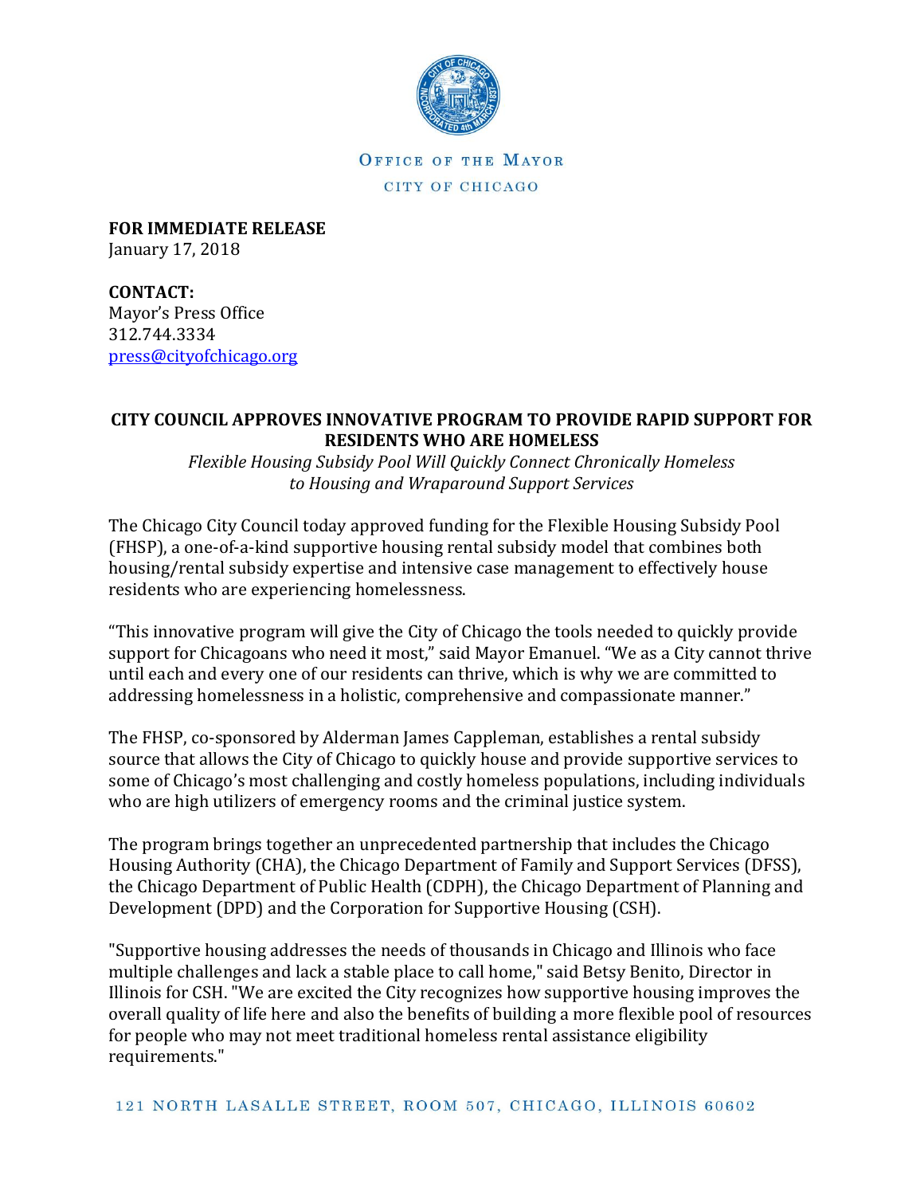OFFICE OF THE MAYOR

CITY OF CHICAGO

**FOR IMMEDIATE RELEASE**
January 17, 2018

**CONTACT:**
Mayor's Press Office
312.744.3334
press@cityofchicago.org

## CITY COUNCIL APPROVES INNOVATIVE PROGRAM TO PROVIDE RAPID SUPPORT FOR RESIDENTS WHO ARE HOMELESS

*Flexible Housing Subsidy Pool Will Quickly Connect Chronically Homeless to Housing and Wraparound Support Services*

The Chicago City Council today approved funding for the Flexible Housing Subsidy Pool (FHSP), a one-of-a-kind supportive housing rental subsidy model that combines both housing/rental subsidy expertise and intensive case management to effectively house residents who are experiencing homelessness.

"This innovative program will give the City of Chicago the tools needed to quickly provide support for Chicagoans who need it most," said Mayor Emanuel. "We as a City cannot thrive until each and every one of our residents can thrive, which is why we are committed to addressing homelessness in a holistic, comprehensive and compassionate manner."

The FHSP, co-sponsored by Alderman James Cappleman, establishes a rental subsidy source that allows the City of Chicago to quickly house and provide supportive services to some of Chicago's most challenging and costly homeless populations, including individuals who are high utilizers of emergency rooms and the criminal justice system.

The program brings together an unprecedented partnership that includes the Chicago Housing Authority (CHA), the Chicago Department of Family and Support Services (DFSS), the Chicago Department of Public Health (CDPH), the Chicago Department of Planning and Development (DPD) and the Corporation for Supportive Housing (CSH).

"Supportive housing addresses the needs of thousands in Chicago and Illinois who face multiple challenges and lack a stable place to call home," said Betsy Benito, Director in Illinois for CSH. "We are excited the City recognizes how supportive housing improves the overall quality of life here and also the benefits of building a more flexible pool of resources for people who may not meet traditional homeless rental assistance eligibility requirements."

121 NORTH LASALLE STREET, ROOM 507, CHICAGO, ILLINOIS 60602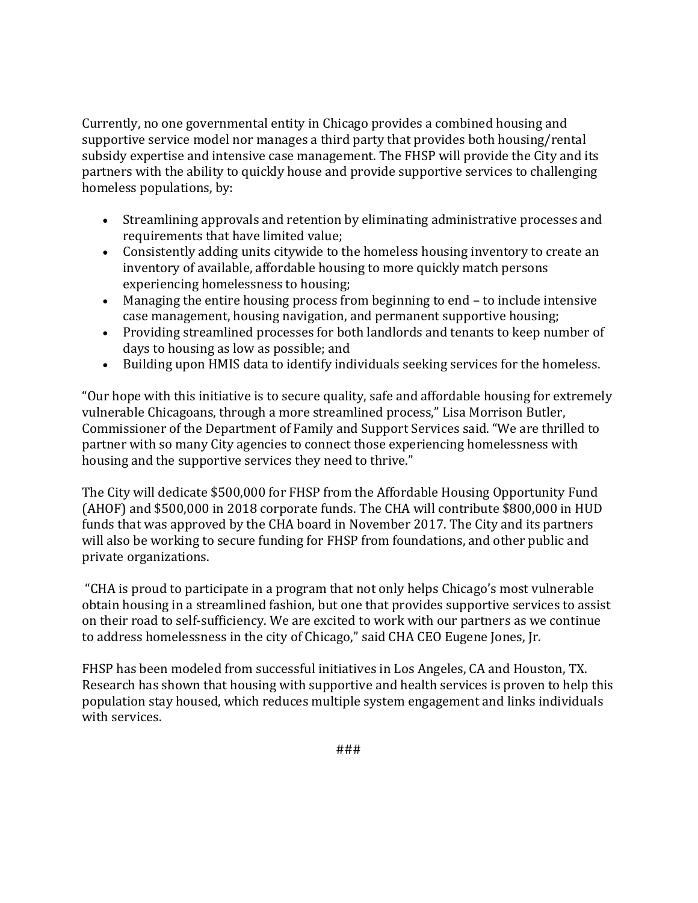Currently, no one governmental entity in Chicago provides a combined housing and supportive service model nor manages a third party that provides both housing/rental subsidy expertise and intensive case management. The FHSP will provide the City and its partners with the ability to quickly house and provide supportive services to challenging homeless populations, by:

- Streamlining approvals and retention by eliminating administrative processes and requirements that have limited value;
- Consistently adding units citywide to the homeless housing inventory to create an inventory of available, affordable housing to more quickly match persons experiencing homelessness to housing;
- Managing the entire housing process from beginning to end – to include intensive case management, housing navigation, and permanent supportive housing;
- Providing streamlined processes for both landlords and tenants to keep number of days to housing as low as possible; and
- Building upon HMIS data to identify individuals seeking services for the homeless.

"Our hope with this initiative is to secure quality, safe and affordable housing for extremely vulnerable Chicagoans, through a more streamlined process," Lisa Morrison Butler, Commissioner of the Department of Family and Support Services said. "We are thrilled to partner with so many City agencies to connect those experiencing homelessness with housing and the supportive services they need to thrive."

The City will dedicate $500,000 for FHSP from the Affordable Housing Opportunity Fund (AHOF) and $500,000 in 2018 corporate funds. The CHA will contribute $800,000 in HUD funds that was approved by the CHA board in November 2017. The City and its partners will also be working to secure funding for FHSP from foundations, and other public and private organizations.

"CHA is proud to participate in a program that not only helps Chicago's most vulnerable obtain housing in a streamlined fashion, but one that provides supportive services to assist on their road to self-sufficiency. We are excited to work with our partners as we continue to address homelessness in the city of Chicago," said CHA CEO Eugene Jones, Jr.

FHSP has been modeled from successful initiatives in Los Angeles, CA and Houston, TX. Research has shown that housing with supportive and health services is proven to help this population stay housed, which reduces multiple system engagement and links individuals with services.

###